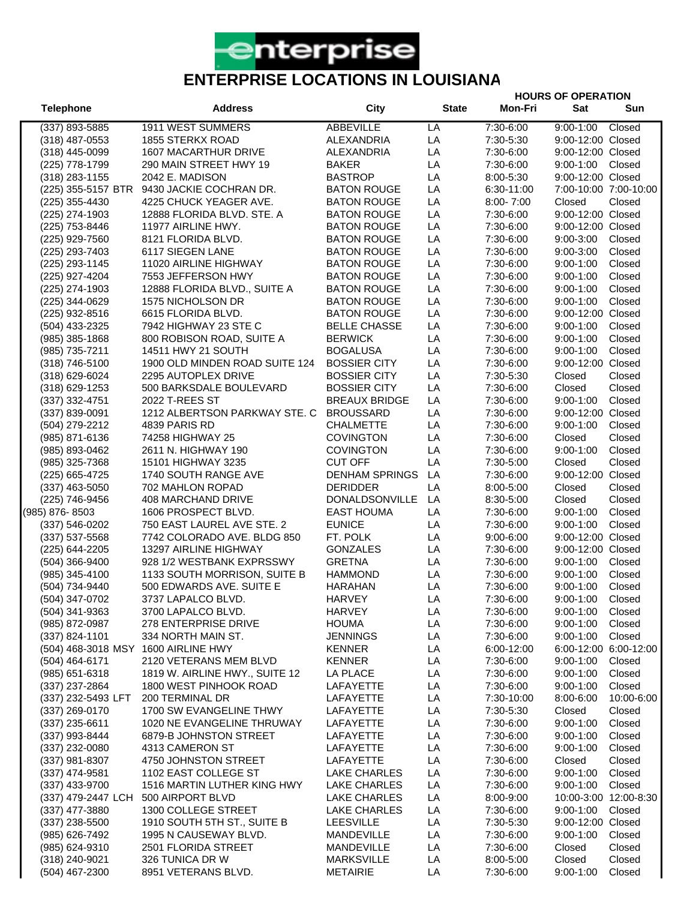# enterprise

## ENTERPRISE LOCATIONS IN LOUISIANA

| Telephone | Address | City | State | HOURS OF OPERATION Mon-Fri | Sat | Sun |
|---|---|---|---|---|---|---|
| (337) 893-5885 | 1911 WEST SUMMERS | ABBEVILLE | LA | 7:30-6:00 | 9:00-1:00 | Closed |
| (318) 487-0553 | 1855 STERKX ROAD | ALEXANDRIA | LA | 7:30-5:30 | 9:00-12:00 | Closed |
| (318) 445-0099 | 1607 MACARTHUR DRIVE | ALEXANDRIA | LA | 7:30-6:00 | 9:00-12:00 | Closed |
| (225) 778-1799 | 290 MAIN STREET HWY 19 | BAKER | LA | 7:30-6:00 | 9:00-1:00 | Closed |
| (318) 283-1155 | 2042 E. MADISON | BASTROP | LA | 8:00-5:30 | 9:00-12:00 | Closed |
| (225) 355-5157 BTR | 9430 JACKIE COCHRAN DR. | BATON ROUGE | LA | 6:30-11:00 | 7:00-10:00 | 7:00-10:00 |
| (225) 355-4430 | 4225 CHUCK YEAGER AVE. | BATON ROUGE | LA | 8:00- 7:00 | Closed | Closed |
| (225) 274-1903 | 12888 FLORIDA BLVD. STE. A | BATON ROUGE | LA | 7:30-6:00 | 9:00-12:00 | Closed |
| (225) 753-8446 | 11977 AIRLINE HWY. | BATON ROUGE | LA | 7:30-6:00 | 9:00-12:00 | Closed |
| (225) 929-7560 | 8121 FLORIDA BLVD. | BATON ROUGE | LA | 7:30-6:00 | 9:00-3:00 | Closed |
| (225) 293-7403 | 6117 SIEGEN LANE | BATON ROUGE | LA | 7:30-6:00 | 9:00-3:00 | Closed |
| (225) 293-1145 | 11020 AIRLINE HIGHWAY | BATON ROUGE | LA | 7:30-6:00 | 9:00-1:00 | Closed |
| (225) 927-4204 | 7553 JEFFERSON HWY | BATON ROUGE | LA | 7:30-6:00 | 9:00-1:00 | Closed |
| (225) 274-1903 | 12888 FLORIDA BLVD., SUITE A | BATON ROUGE | LA | 7:30-6:00 | 9:00-1:00 | Closed |
| (225) 344-0629 | 1575 NICHOLSON DR | BATON ROUGE | LA | 7:30-6:00 | 9:00-1:00 | Closed |
| (225) 932-8516 | 6615 FLORIDA BLVD. | BATON ROUGE | LA | 7:30-6:00 | 9:00-12:00 | Closed |
| (504) 433-2325 | 7942 HIGHWAY 23 STE C | BELLE CHASSE | LA | 7:30-6:00 | 9:00-1:00 | Closed |
| (985) 385-1868 | 800 ROBISON ROAD, SUITE A | BERWICK | LA | 7:30-6:00 | 9:00-1:00 | Closed |
| (985) 735-7211 | 14511 HWY 21 SOUTH | BOGALUSA | LA | 7:30-6:00 | 9:00-1:00 | Closed |
| (318) 746-5100 | 1900 OLD MINDEN ROAD SUITE 124 | BOSSIER CITY | LA | 7:30-6:00 | 9:00-12:00 | Closed |
| (318) 629-6024 | 2295 AUTOPLEX DRIVE | BOSSIER CITY | LA | 7:30-5:30 | Closed | Closed |
| (318) 629-1253 | 500 BARKSDALE BOULEVARD | BOSSIER CITY | LA | 7:30-6:00 | Closed | Closed |
| (337) 332-4751 | 2022 T-REES ST | BREAUX BRIDGE | LA | 7:30-6:00 | 9:00-1:00 | Closed |
| (337) 839-0091 | 1212 ALBERTSON PARKWAY STE. C | BROUSSARD | LA | 7:30-6:00 | 9:00-12:00 | Closed |
| (504) 279-2212 | 4839 PARIS RD | CHALMETTE | LA | 7:30-6:00 | 9:00-1:00 | Closed |
| (985) 871-6136 | 74258 HIGHWAY 25 | COVINGTON | LA | 7:30-6:00 | Closed | Closed |
| (985) 893-0462 | 2611 N. HIGHWAY 190 | COVINGTON | LA | 7:30-6:00 | 9:00-1:00 | Closed |
| (985) 325-7368 | 15101 HIGHWAY 3235 | CUT OFF | LA | 7:30-5:00 | Closed | Closed |
| (225) 665-4725 | 1740 SOUTH RANGE AVE | DENHAM SPRINGS | LA | 7:30-6:00 | 9:00-12:00 | Closed |
| (337) 463-5050 | 702 MAHLON ROPAD | DERIDDER | LA | 8:00-5:00 | Closed | Closed |
| (225) 746-9456 | 408 MARCHAND DRIVE | DONALDSONVILLE | LA | 8:30-5:00 | Closed | Closed |
| (985) 876- 8503 | 1606 PROSPECT BLVD. | EAST HOUMA | LA | 7:30-6:00 | 9:00-1:00 | Closed |
| (337) 546-0202 | 750 EAST LAUREL AVE STE. 2 | EUNICE | LA | 7:30-6:00 | 9:00-1:00 | Closed |
| (337) 537-5568 | 7742 COLORADO AVE. BLDG 850 | FT. POLK | LA | 9:00-6:00 | 9:00-12:00 | Closed |
| (225) 644-2205 | 13297 AIRLINE HIGHWAY | GONZALES | LA | 7:30-6:00 | 9:00-12:00 | Closed |
| (504) 366-9400 | 928 1/2 WESTBANK EXPRSSWY | GRETNA | LA | 7:30-6:00 | 9:00-1:00 | Closed |
| (985) 345-4100 | 1133 SOUTH MORRISON, SUITE B | HAMMOND | LA | 7:30-6:00 | 9:00-1:00 | Closed |
| (504) 734-9440 | 500 EDWARDS AVE. SUITE E | HARAHAN | LA | 7:30-6:00 | 9:00-1:00 | Closed |
| (504) 347-0702 | 3737 LAPALCO BLVD. | HARVEY | LA | 7:30-6:00 | 9:00-1:00 | Closed |
| (504) 341-9363 | 3700 LAPALCO BLVD. | HARVEY | LA | 7:30-6:00 | 9:00-1:00 | Closed |
| (985) 872-0987 | 278 ENTERPRISE DRIVE | HOUMA | LA | 7:30-6:00 | 9:00-1:00 | Closed |
| (337) 824-1101 | 334 NORTH MAIN ST. | JENNINGS | LA | 7:30-6:00 | 9:00-1:00 | Closed |
| (504) 468-3018 MSY | 1600 AIRLINE HWY | KENNER | LA | 6:00-12:00 | 6:00-12:00 | 6:00-12:00 |
| (504) 464-6171 | 2120 VETERANS MEM BLVD | KENNER | LA | 7:30-6:00 | 9:00-1:00 | Closed |
| (985) 651-6318 | 1819 W. AIRLINE HWY., SUITE 12 | LA PLACE | LA | 7:30-6:00 | 9:00-1:00 | Closed |
| (337) 237-2864 | 1800 WEST PINHOOK ROAD | LAFAYETTE | LA | 7:30-6:00 | 9:00-1:00 | Closed |
| (337) 232-5493 LFT | 200 TERMINAL DR | LAFAYETTE | LA | 7:30-10:00 | 8:00-6:00 | 10:00-6:00 |
| (337) 269-0170 | 1700 SW EVANGELINE THWY | LAFAYETTE | LA | 7:30-5:30 | Closed | Closed |
| (337) 235-6611 | 1020 NE EVANGELINE THRUWAY | LAFAYETTE | LA | 7:30-6:00 | 9:00-1:00 | Closed |
| (337) 993-8444 | 6879-B JOHNSTON STREET | LAFAYETTE | LA | 7:30-6:00 | 9:00-1:00 | Closed |
| (337) 232-0080 | 4313 CAMERON ST | LAFAYETTE | LA | 7:30-6:00 | 9:00-1:00 | Closed |
| (337) 981-8307 | 4750 JOHNSTON STREET | LAFAYETTE | LA | 7:30-6:00 | Closed | Closed |
| (337) 474-9581 | 1102 EAST COLLEGE ST | LAKE CHARLES | LA | 7:30-6:00 | 9:00-1:00 | Closed |
| (337) 433-9700 | 1516 MARTIN LUTHER KING HWY | LAKE CHARLES | LA | 7:30-6:00 | 9:00-1:00 | Closed |
| (337) 479-2447 LCH | 500 AIRPORT BLVD | LAKE CHARLES | LA | 8:00-9:00 | 10:00-3:00 | 12:00-8:30 |
| (337) 477-3880 | 1300 COLLEGE STREET | LAKE CHARLES | LA | 7:30-6:00 | 9:00-1:00 | Closed |
| (337) 238-5500 | 1910 SOUTH 5TH ST., SUITE B | LEESVILLE | LA | 7:30-5:30 | 9:00-12:00 | Closed |
| (985) 626-7492 | 1995 N CAUSEWAY BLVD. | MANDEVILLE | LA | 7:30-6:00 | 9:00-1:00 | Closed |
| (985) 624-9310 | 2501 FLORIDA STREET | MANDEVILLE | LA | 7:30-6:00 | Closed | Closed |
| (318) 240-9021 | 326 TUNICA DR W | MARKSVILLE | LA | 8:00-5:00 | Closed | Closed |
| (504) 467-2300 | 8951 VETERANS BLVD. | METAIRIE | LA | 7:30-6:00 | 9:00-1:00 | Closed |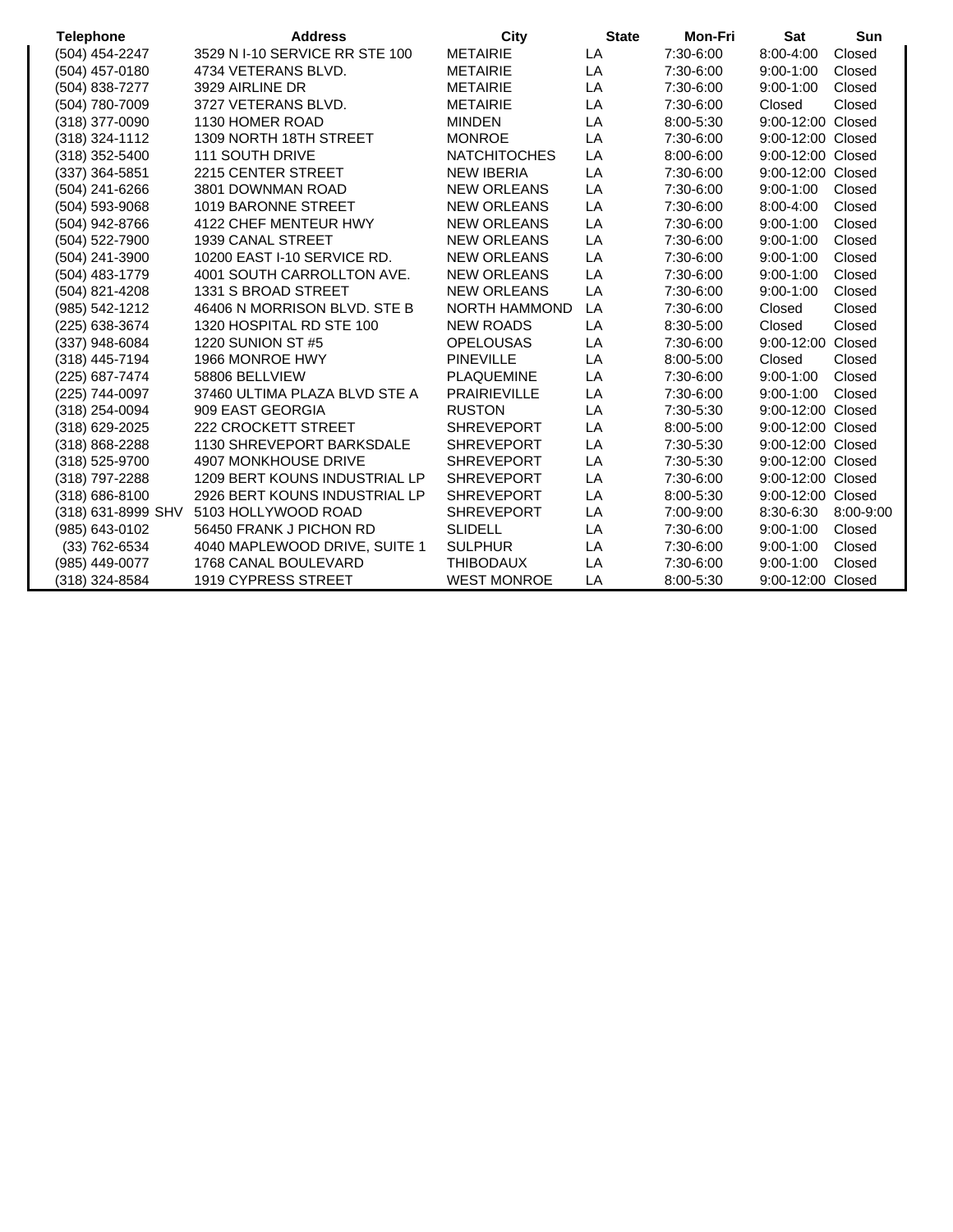| Telephone | Address | City | State | Mon-Fri | Sat | Sun |
|---|---|---|---|---|---|---|
| (504) 454-2247 | 3529 N I-10 SERVICE RR STE 100 | METAIRIE | LA | 7:30-6:00 | 8:00-4:00 | Closed |
| (504) 457-0180 | 4734 VETERANS BLVD. | METAIRIE | LA | 7:30-6:00 | 9:00-1:00 | Closed |
| (504) 838-7277 | 3929 AIRLINE DR | METAIRIE | LA | 7:30-6:00 | 9:00-1:00 | Closed |
| (504) 780-7009 | 3727 VETERANS BLVD. | METAIRIE | LA | 7:30-6:00 | Closed | Closed |
| (318) 377-0090 | 1130 HOMER ROAD | MINDEN | LA | 8:00-5:30 | 9:00-12:00 | Closed |
| (318) 324-1112 | 1309 NORTH 18TH STREET | MONROE | LA | 7:30-6:00 | 9:00-12:00 | Closed |
| (318) 352-5400 | 111 SOUTH DRIVE | NATCHITOCHES | LA | 8:00-6:00 | 9:00-12:00 | Closed |
| (337) 364-5851 | 2215 CENTER STREET | NEW IBERIA | LA | 7:30-6:00 | 9:00-12:00 | Closed |
| (504) 241-6266 | 3801 DOWNMAN ROAD | NEW ORLEANS | LA | 7:30-6:00 | 9:00-1:00 | Closed |
| (504) 593-9068 | 1019 BARONNE STREET | NEW ORLEANS | LA | 7:30-6:00 | 8:00-4:00 | Closed |
| (504) 942-8766 | 4122 CHEF MENTEUR HWY | NEW ORLEANS | LA | 7:30-6:00 | 9:00-1:00 | Closed |
| (504) 522-7900 | 1939 CANAL STREET | NEW ORLEANS | LA | 7:30-6:00 | 9:00-1:00 | Closed |
| (504) 241-3900 | 10200 EAST I-10 SERVICE RD. | NEW ORLEANS | LA | 7:30-6:00 | 9:00-1:00 | Closed |
| (504) 483-1779 | 4001 SOUTH CARROLLTON AVE. | NEW ORLEANS | LA | 7:30-6:00 | 9:00-1:00 | Closed |
| (504) 821-4208 | 1331 S BROAD STREET | NEW ORLEANS | LA | 7:30-6:00 | 9:00-1:00 | Closed |
| (985) 542-1212 | 46406 N MORRISON BLVD. STE B | NORTH HAMMOND | LA | 7:30-6:00 | Closed | Closed |
| (225) 638-3674 | 1320 HOSPITAL RD STE 100 | NEW ROADS | LA | 8:30-5:00 | Closed | Closed |
| (337) 948-6084 | 1220 SUNION ST #5 | OPELOUSAS | LA | 7:30-6:00 | 9:00-12:00 | Closed |
| (318) 445-7194 | 1966 MONROE HWY | PINEVILLE | LA | 8:00-5:00 | Closed | Closed |
| (225) 687-7474 | 58806 BELLVIEW | PLAQUEMINE | LA | 7:30-6:00 | 9:00-1:00 | Closed |
| (225) 744-0097 | 37460 ULTIMA PLAZA BLVD STE A | PRAIRIEVILLE | LA | 7:30-6:00 | 9:00-1:00 | Closed |
| (318) 254-0094 | 909 EAST GEORGIA | RUSTON | LA | 7:30-5:30 | 9:00-12:00 | Closed |
| (318) 629-2025 | 222 CROCKETT STREET | SHREVEPORT | LA | 8:00-5:00 | 9:00-12:00 | Closed |
| (318) 868-2288 | 1130 SHREVEPORT BARKSDALE | SHREVEPORT | LA | 7:30-5:30 | 9:00-12:00 | Closed |
| (318) 525-9700 | 4907 MONKHOUSE DRIVE | SHREVEPORT | LA | 7:30-5:30 | 9:00-12:00 | Closed |
| (318) 797-2288 | 1209 BERT KOUNS INDUSTRIAL LP | SHREVEPORT | LA | 7:30-6:00 | 9:00-12:00 | Closed |
| (318) 686-8100 | 2926 BERT KOUNS INDUSTRIAL LP | SHREVEPORT | LA | 8:00-5:30 | 9:00-12:00 | Closed |
| (318) 631-8999 SHV | 5103 HOLLYWOOD ROAD | SHREVEPORT | LA | 7:00-9:00 | 8:30-6:30 | 8:00-9:00 |
| (985) 643-0102 | 56450 FRANK J PICHON RD | SLIDELL | LA | 7:30-6:00 | 9:00-1:00 | Closed |
| (33) 762-6534 | 4040 MAPLEWOOD DRIVE, SUITE 1 | SULPHUR | LA | 7:30-6:00 | 9:00-1:00 | Closed |
| (985) 449-0077 | 1768 CANAL BOULEVARD | THIBODAUX | LA | 7:30-6:00 | 9:00-1:00 | Closed |
| (318) 324-8584 | 1919 CYPRESS STREET | WEST MONROE | LA | 8:00-5:30 | 9:00-12:00 | Closed |